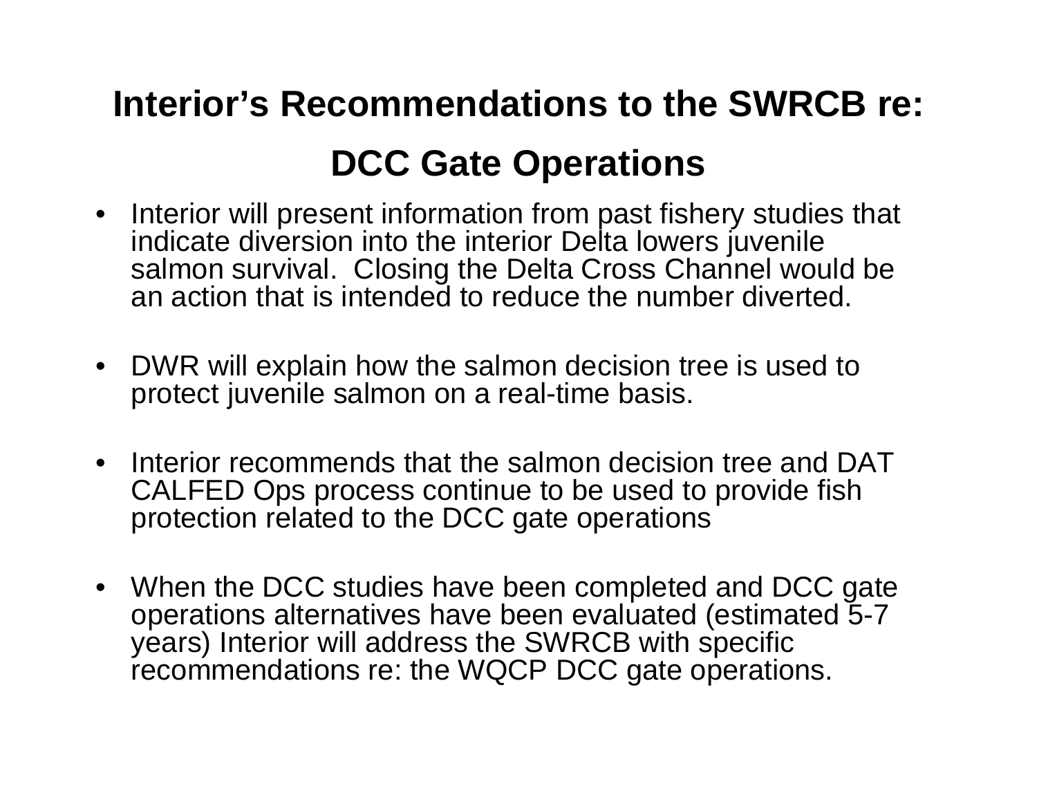# Interior's Recommendations to the SWRCB re:

# DCC Gate Operations

- Interior will present information from past fishery studies that indicate diversion into the interior Delta lowers juvenile salmon survival. Closing the Delta Cross Channel would be an action that is intended to reduce the number diverted.
- DWR will explain how the salmon decision tree is used to protect juvenile salmon on a real-time basis.
- Interior recommends that the salmon decision tree and DAT CALFED Ops process continue to be used to provide fish protection related to the DCC gate operations
- When the DCC studies have been completed and DCC gate operations alternatives have been evaluated (estimated 5-7 years) Interior will address the SWRCB with specific recommendations re: the WQCP DCC gate operations.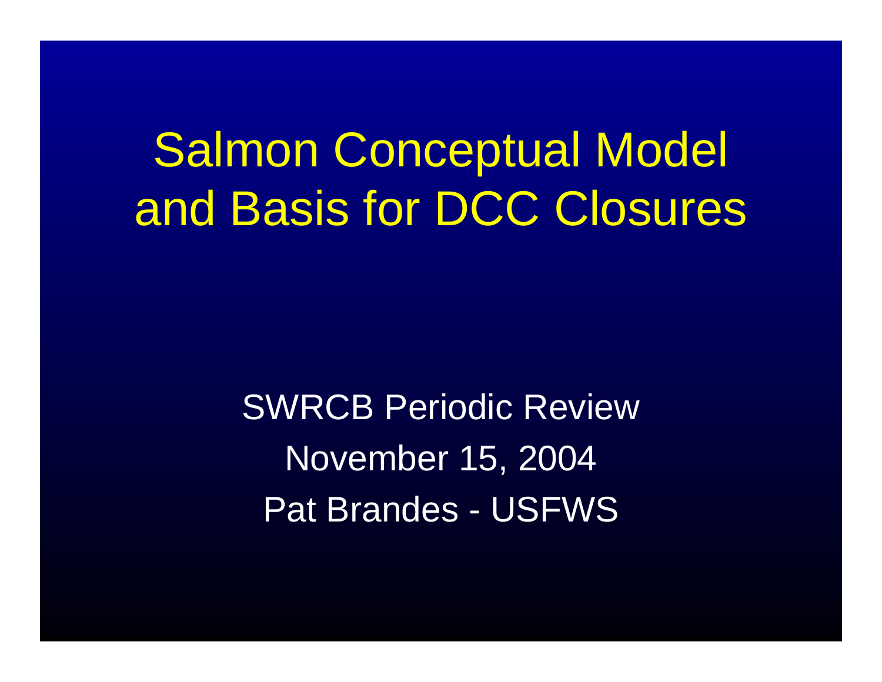# Salmon Conceptual Model and Basis for DCC Closures

SWRCB Periodic Review

November 15, 2004

Pat Brandes - USFWS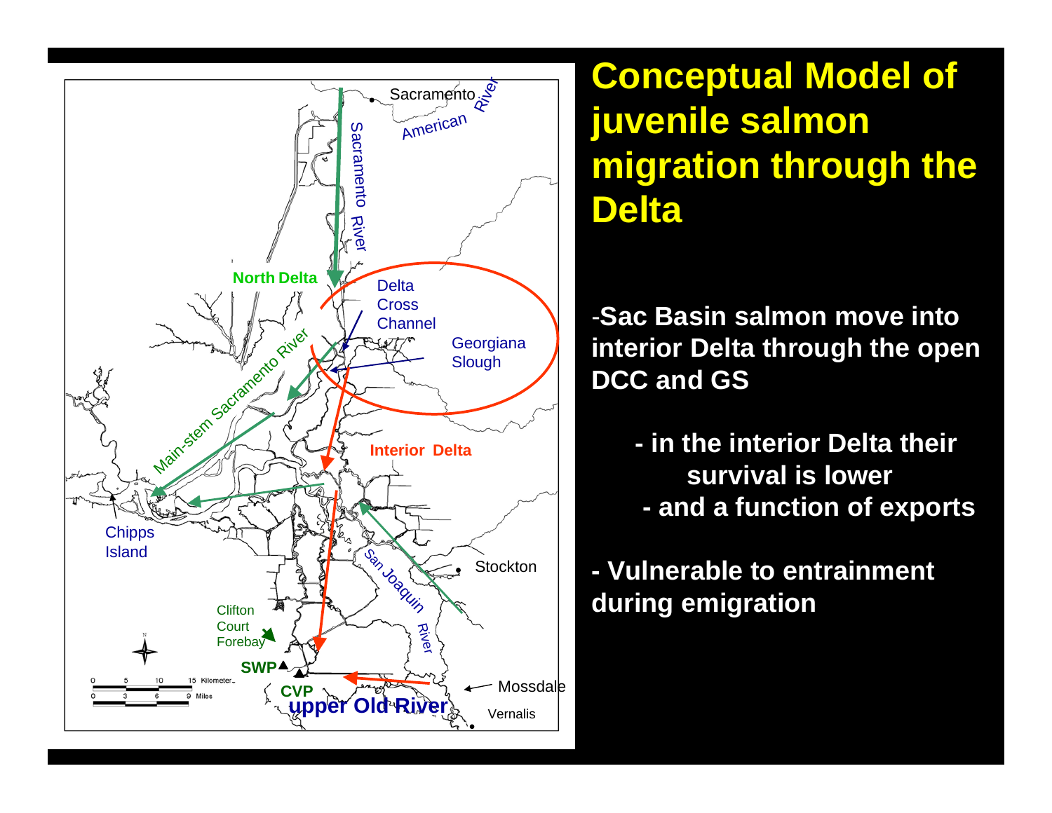# Conceptual Model of juvenile salmon migration through the Delta

-**Sac Basin salmon move into interior Delta through the open DCC and GS**

- **in the interior Delta their survival is lower**
- **and a function of exports**

- **Vulnerable to entrainment during emigration**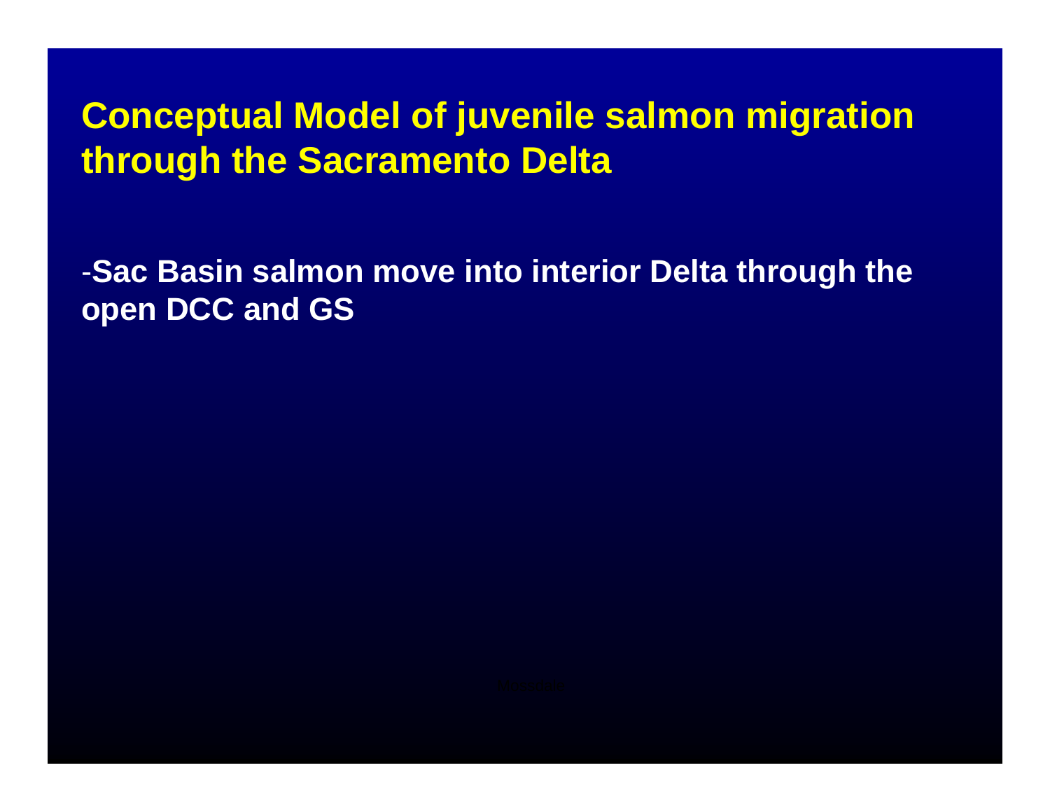# Conceptual Model of juvenile salmon migration through the Sacramento Delta

-**Sac Basin salmon move into interior Delta through the open DCC and GS**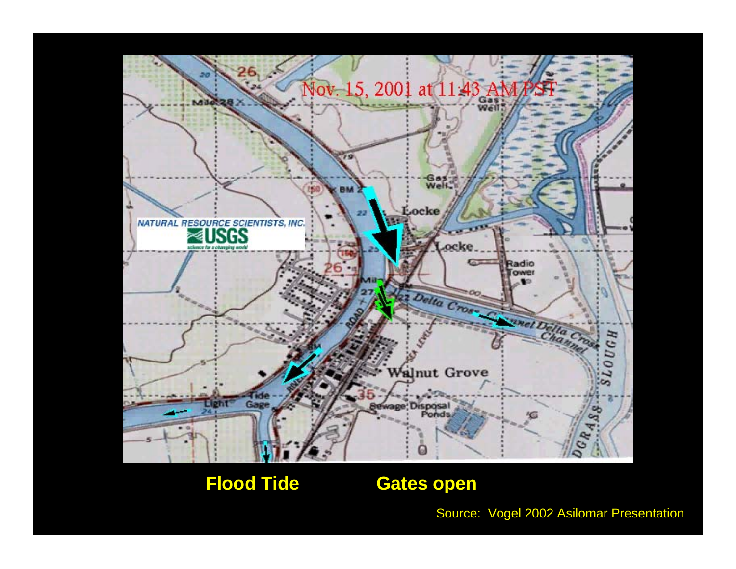Flood Tide

Gates open

Source: Vogel 2002 Asilomar Presentation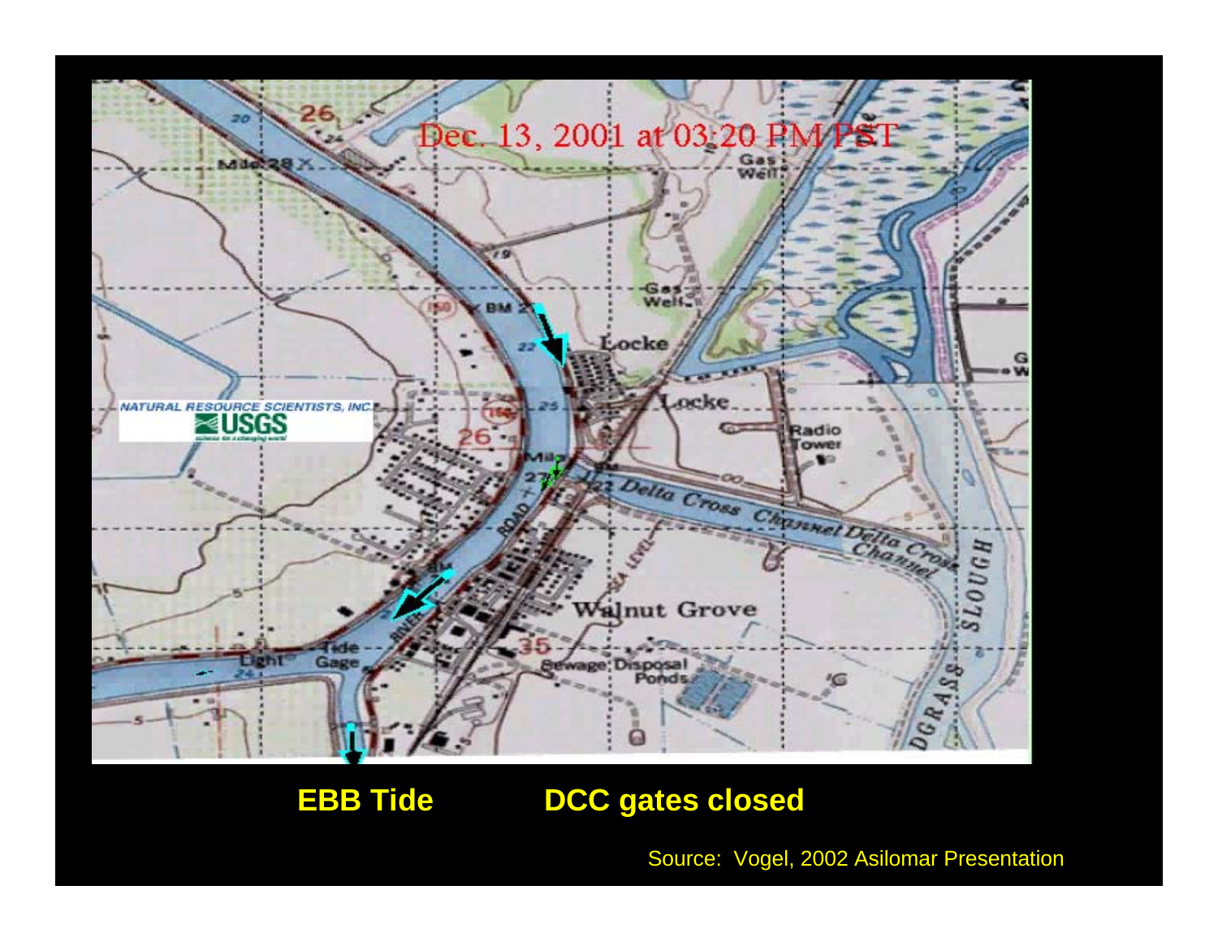Dec. 13, 2001 at 03:20 PM PST

**EBB Tide** **DCC gates closed**

Source: Vogel, 2002 Asilomar Presentation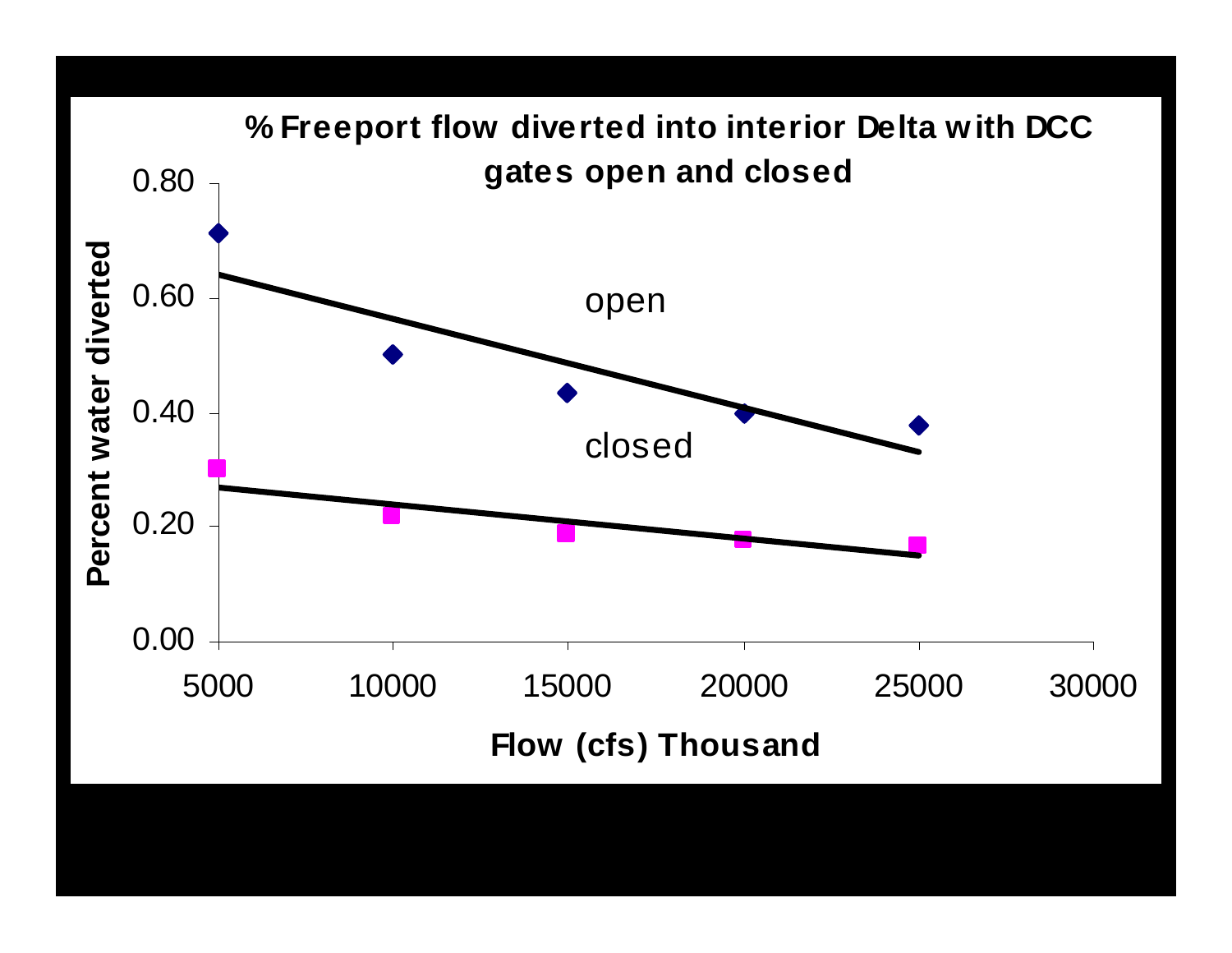**% Freeport flow diverted into interior Delta with DCC gates open and closed**

| Flow (cfs) Thousand | open | closed |
| --- | --- | --- |
| 5000 | 0.71 | 0.30 |
| 10000 | 0.50 | 0.22 |
| 15000 | 0.43 | 0.19 |
| 20000 | 0.40 | 0.18 |
| 25000 | 0.38 | 0.17 |

Percent water diverted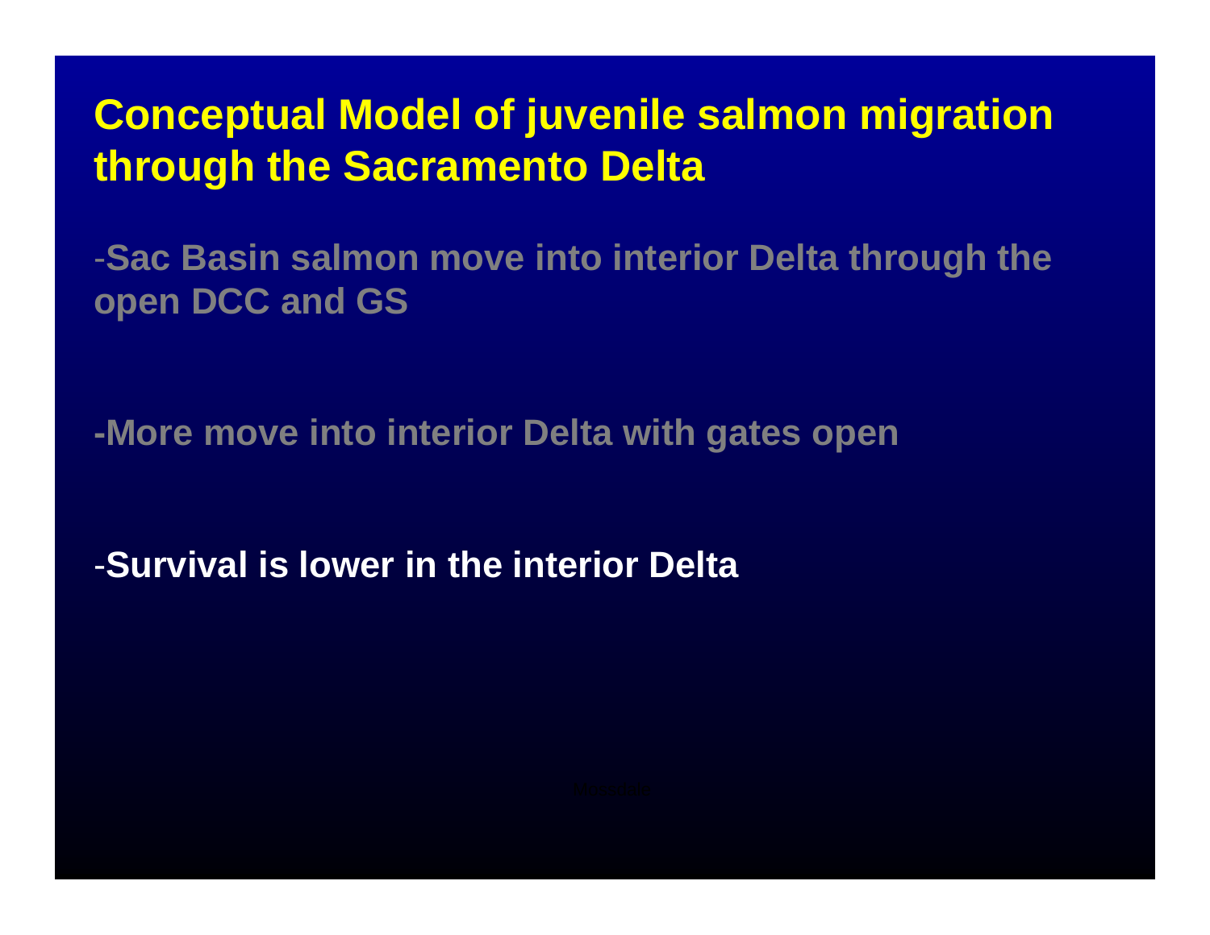# Conceptual Model of juvenile salmon migration through the Sacramento Delta

-Sac Basin salmon move into interior Delta through the open DCC and GS

-More move into interior Delta with gates open

-Survival is lower in the interior Delta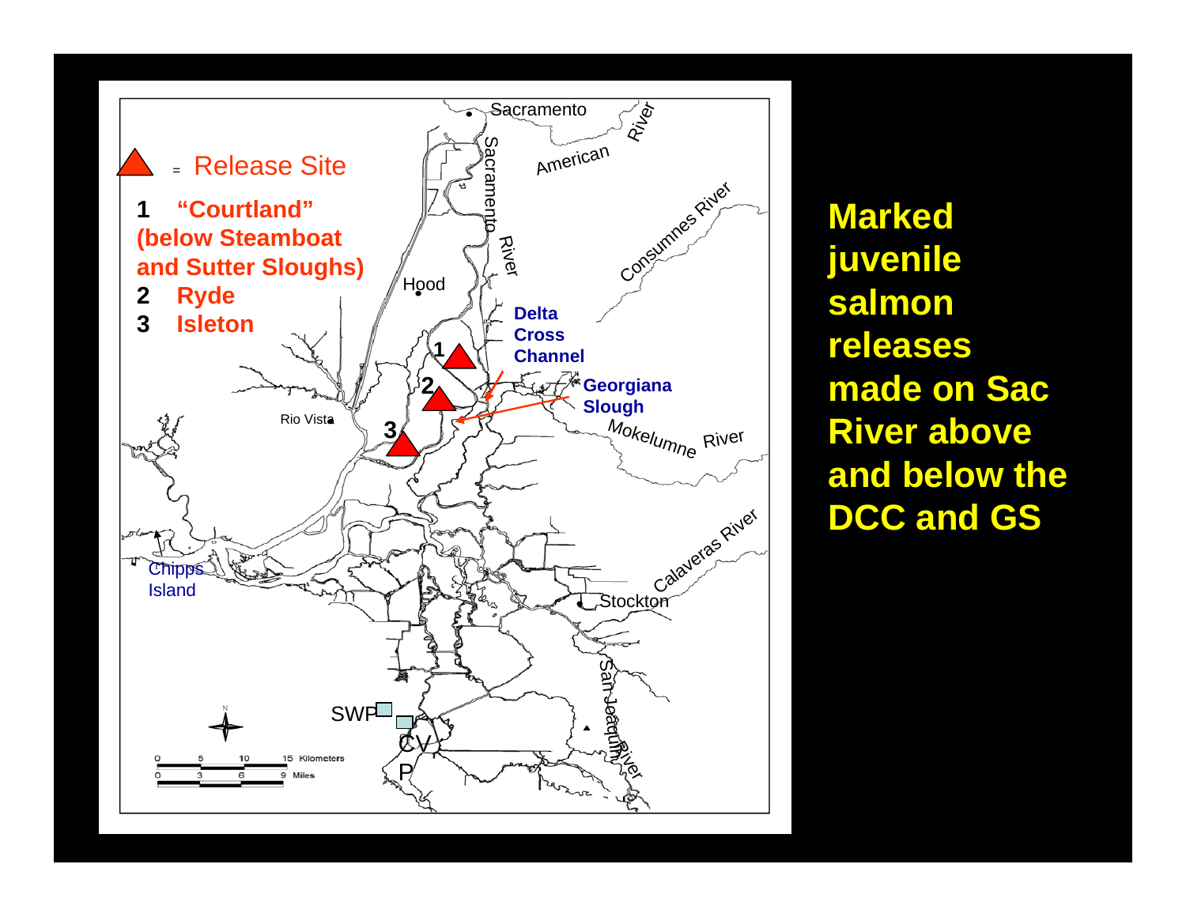= Release Site

1 "Courtland" (below Steamboat and Sutter Sloughs)
2 Ryde
3 Isleton

Sacramento, American River, Sacramento River, Consumnes River, Hood, Delta Cross Channel, Georgiana Slough, Mokelumne River, Rio Vista, Chipps Island, Calaveras River, Stockton, San Joaquin River, SWP, CVP

0 5 10 15 Kilometers
0 3 6 9 Miles

**Marked juvenile salmon releases made on Sac River above and below the DCC and GS**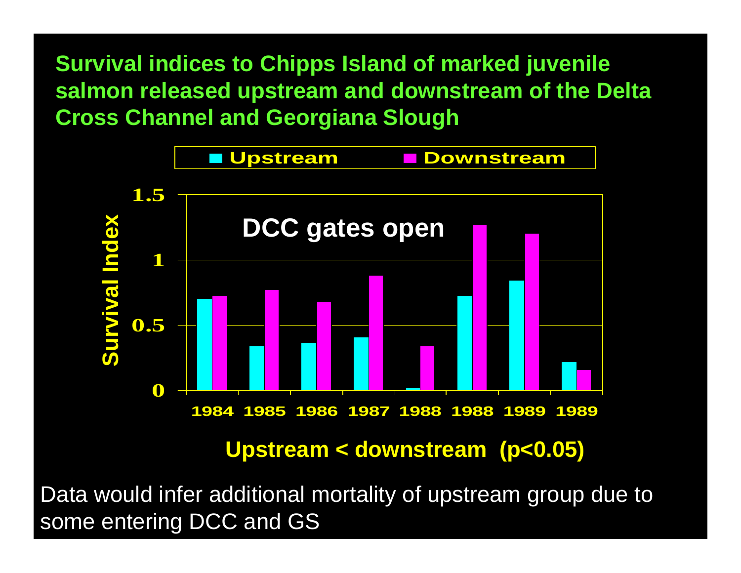## Survival indices to Chipps Island of marked juvenile salmon released upstream and downstream of the Delta Cross Channel and Georgiana Slough

Upstream | Downstream

DCC gates open

Survival Index

1984 1985 1986 1987 1988 1988 1989 1989

**Upstream < downstream ($p<0.05$)**

Data would infer additional mortality of upstream group due to some entering DCC and GS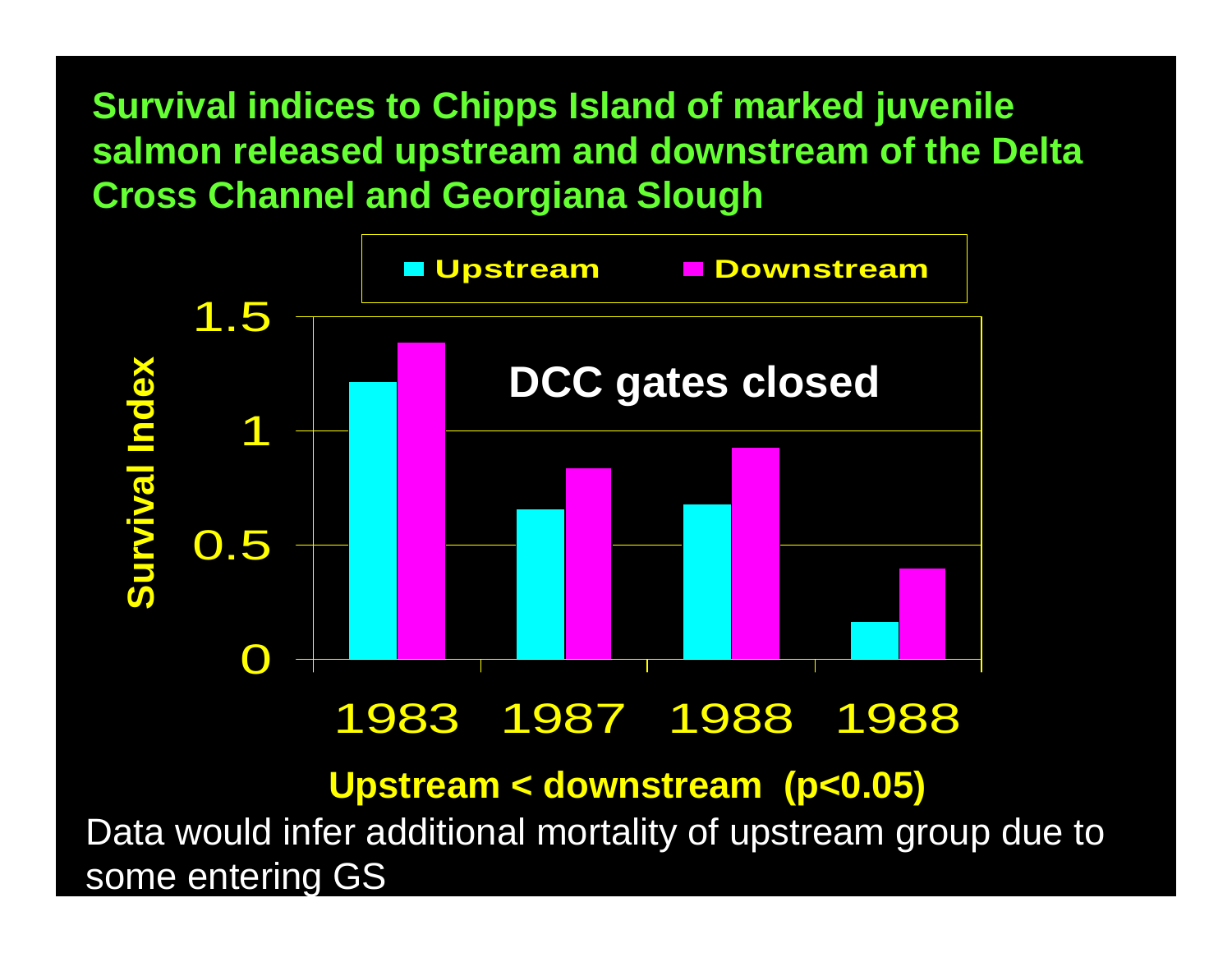## Survival indices to Chipps Island of marked juvenile salmon released upstream and downstream of the Delta Cross Channel and Georgiana Slough

Upstream Downstream

Survival Index

DCC gates closed

1.5
1
0.5
0

1983 1987 1988 1988

**Upstream < downstream (p<0.05)**

Data would infer additional mortality of upstream group due to some entering GS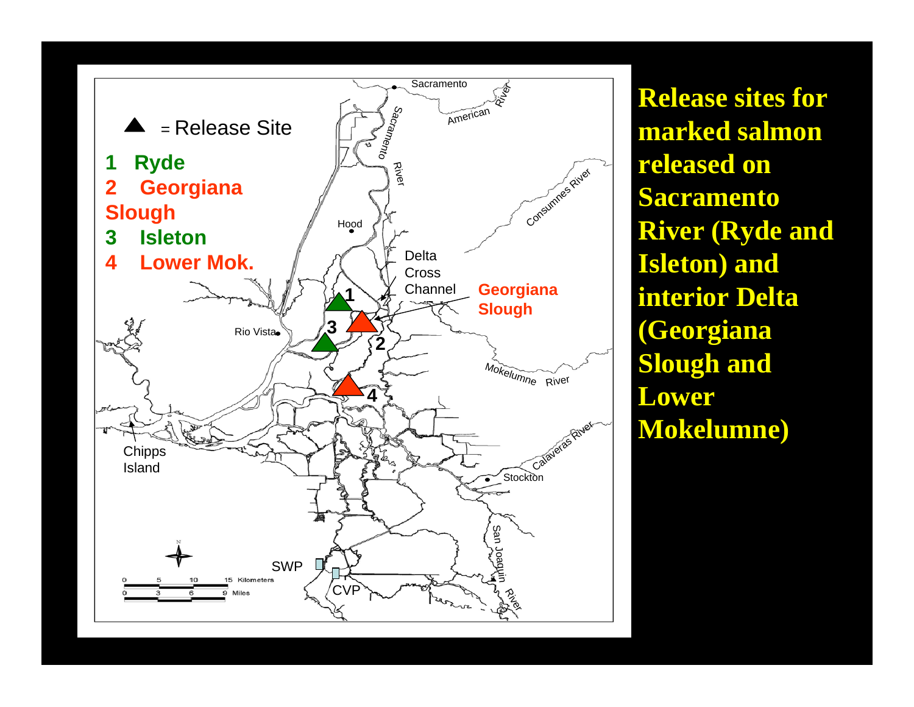**Release sites for marked salmon released on Sacramento River (Ryde and Isleton) and interior Delta (Georgiana Slough and Lower Mokelumne)**

▲ = Release Site

1. Ryde
2. Georgiana Slough
3. Isleton
4. Lower Mok.

Sacramento, American River, Sacramento River, Consumnes River, Hood, Delta Cross Channel, Georgiana Slough, Rio Vista, Mokelumne River, Chipps Island, Calaveras River, Stockton, San Joaquin River, SWP, CVP

0 5 10 15 Kilometers
0 3 6 9 Miles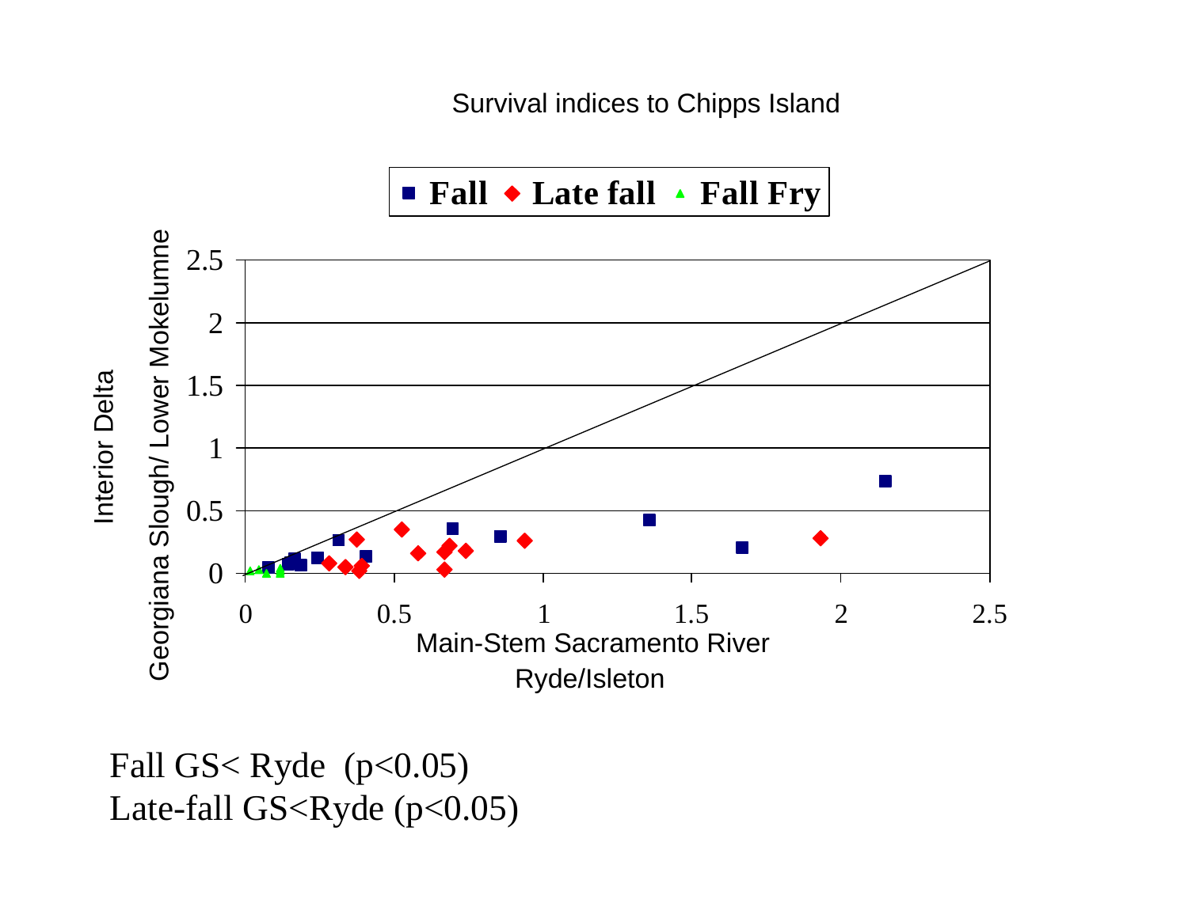Survival indices to Chipps Island

■ Fall ◆ Late fall ▲ Fall Fry

Interior Delta

Georgiana Slough/ Lower Mokelumne

2.5
2
1.5
1
0.5
0

0 0.5 1 1.5 2 2.5

Main-Stem Sacramento River

Ryde/Isleton

Fall GS< Ryde ($p<0.05$)

Late-fall GS<Ryde ($p<0.05$)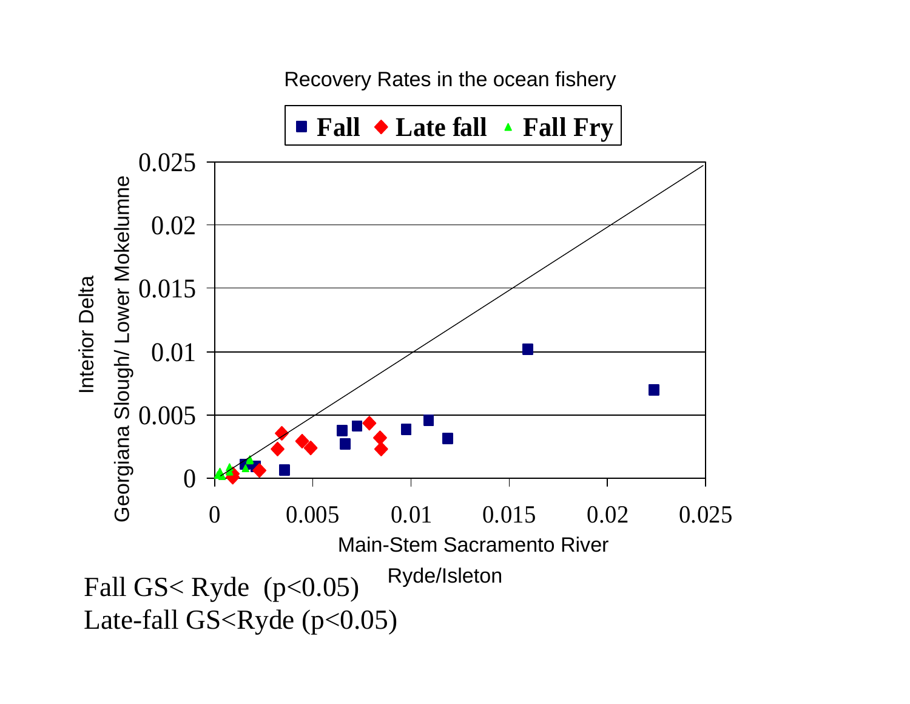Recovery Rates in the ocean fishery

Fall GS< Ryde ($p<0.05$)

Late-fall GS<Ryde ($p<0.05$)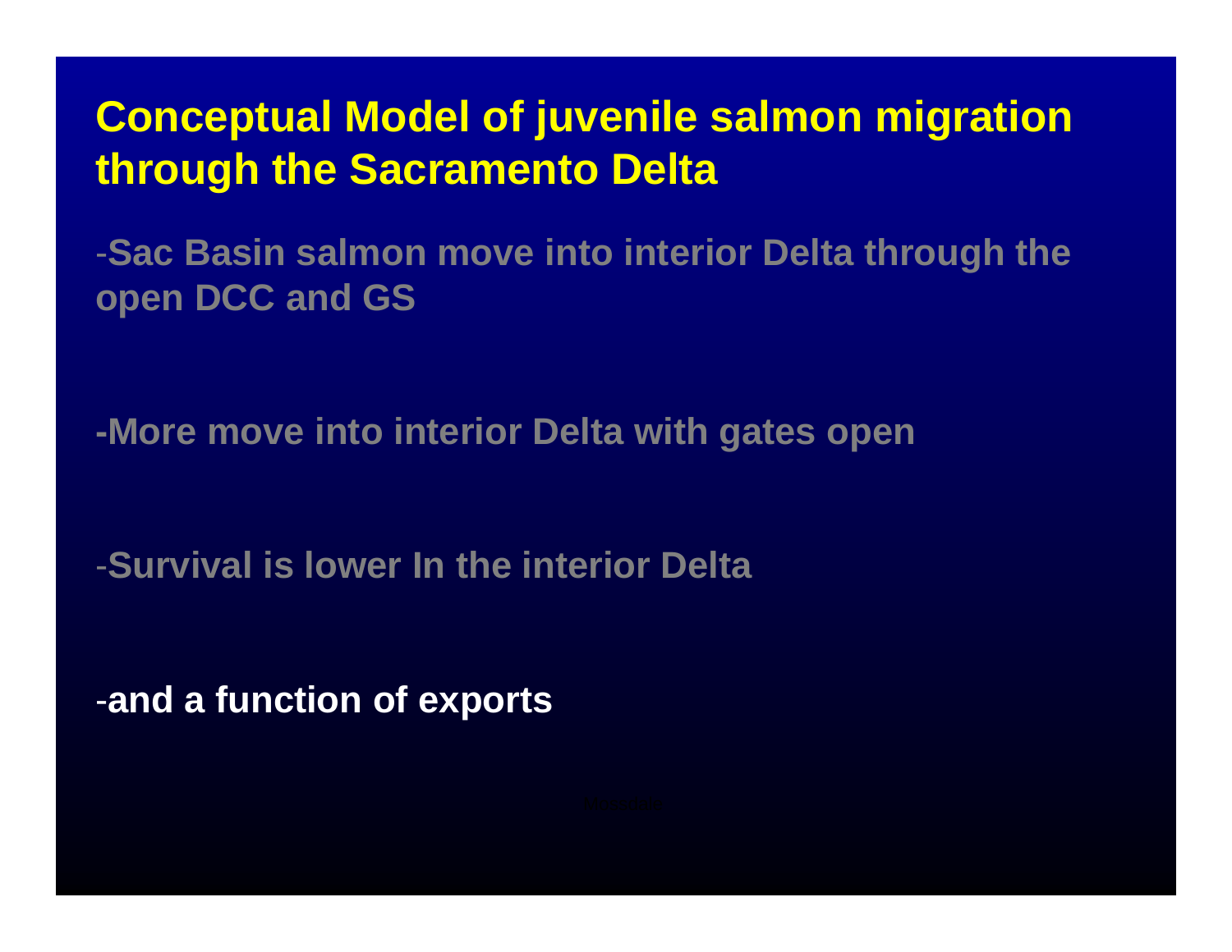# Conceptual Model of juvenile salmon migration through the Sacramento Delta

-Sac Basin salmon move into interior Delta through the open DCC and GS

-More move into interior Delta with gates open

-Survival is lower In the interior Delta

-and a function of exports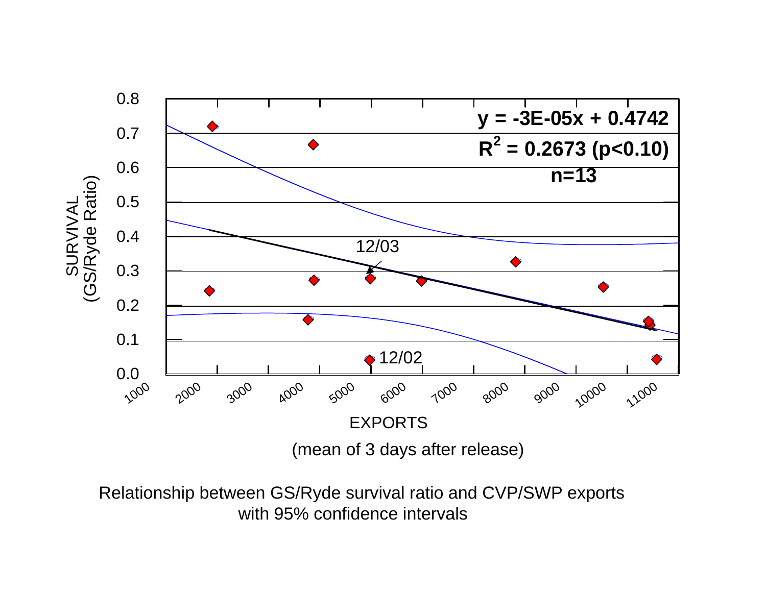Relationship between GS/Ryde survival ratio and CVP/SWP exports with 95% confidence intervals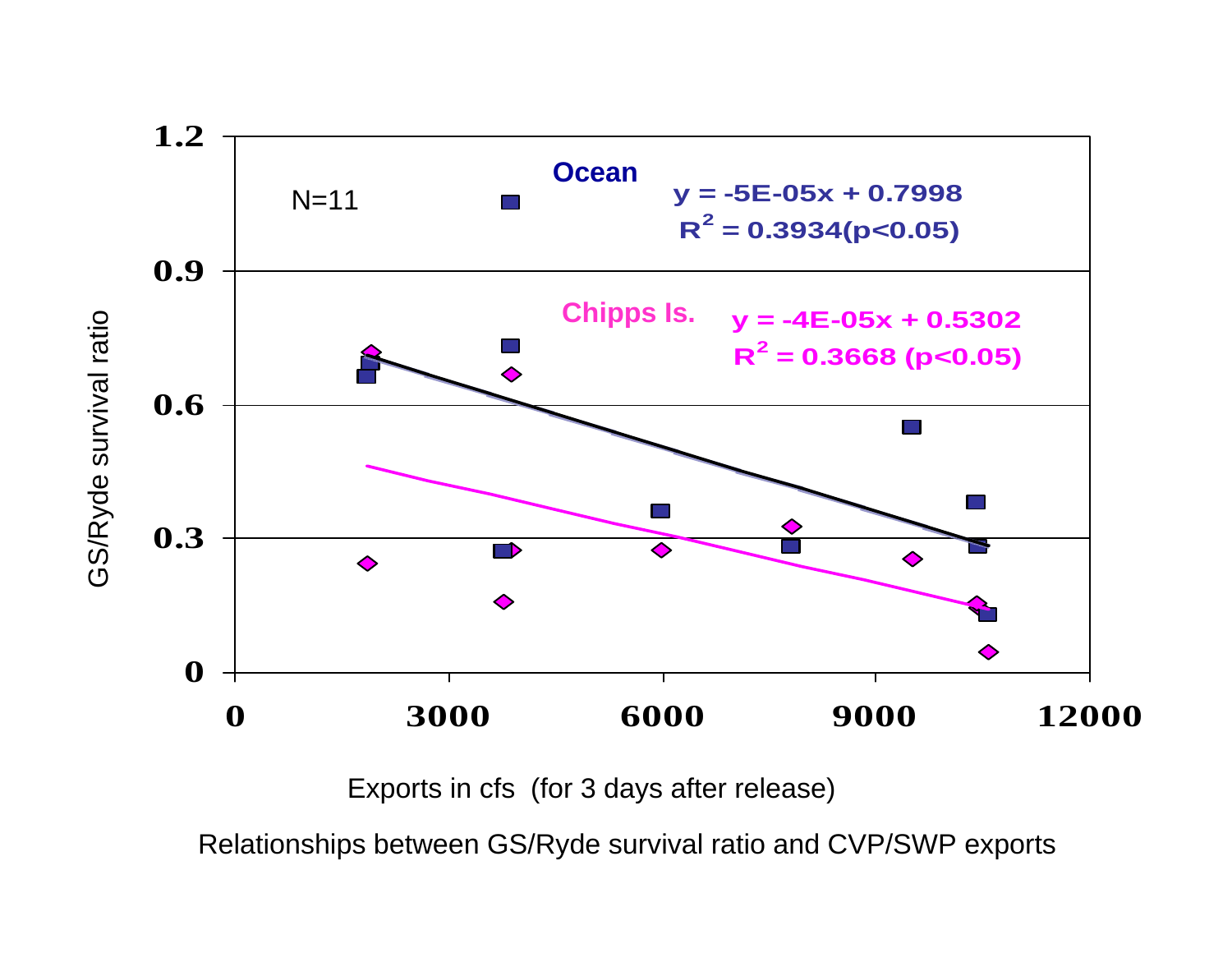N=11

**Ocean**

$y = -5E\text{-}05x + 0.7998$

$R^2 = 0.3934 (p<0.05)$

**Chipps Is.**

$y = -4E\text{-}05x + 0.5302$

$R^2 = 0.3668 (p<0.05)$

GS/Ryde survival ratio

Exports in cfs (for 3 days after release)

Relationships between GS/Ryde survival ratio and CVP/SWP exports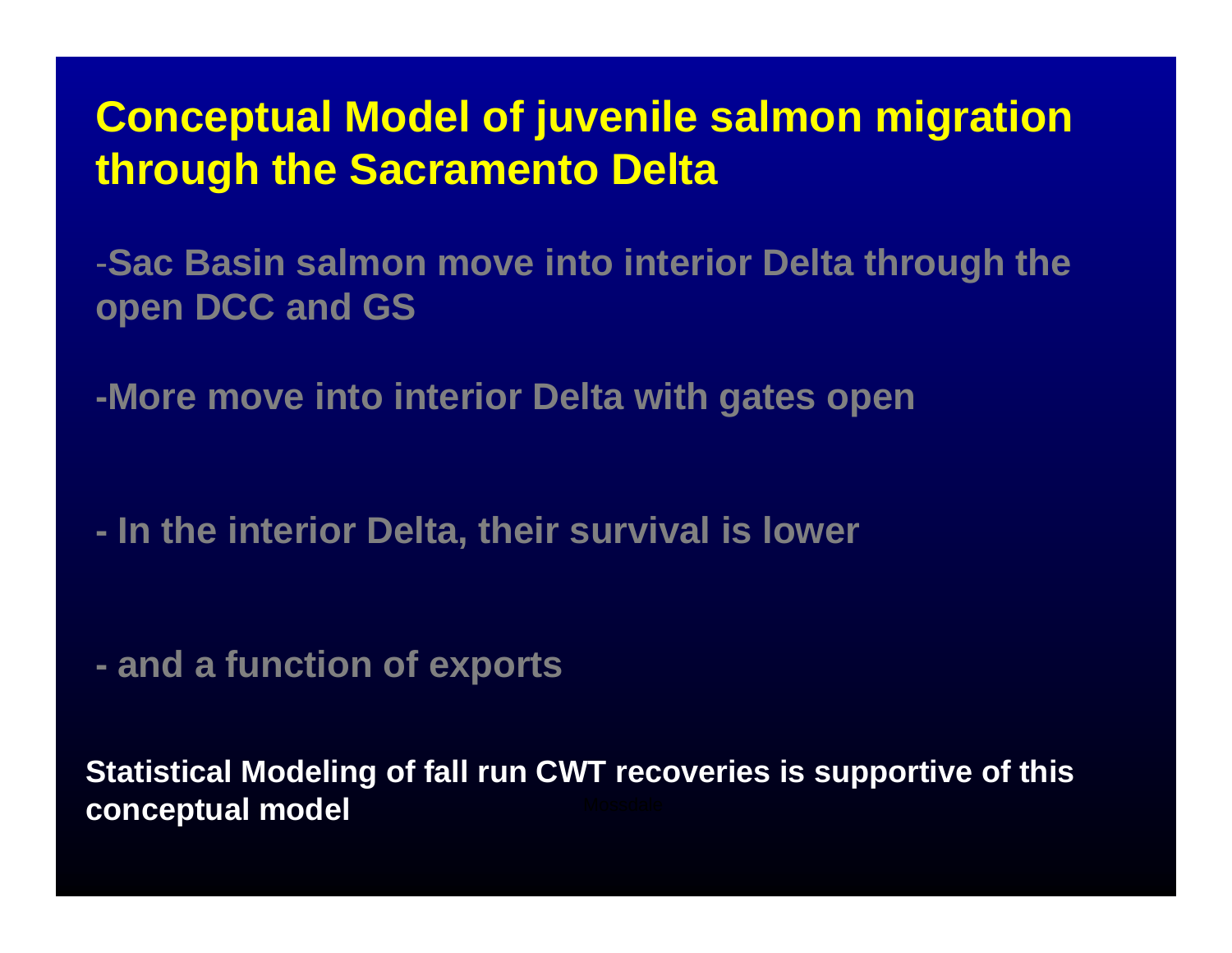# Conceptual Model of juvenile salmon migration through the Sacramento Delta

-Sac Basin salmon move into interior Delta through the open DCC and GS

-More move into interior Delta with gates open

- In the interior Delta, their survival is lower

- and a function of exports

**Statistical Modeling of fall run CWT recoveries is supportive of this conceptual model**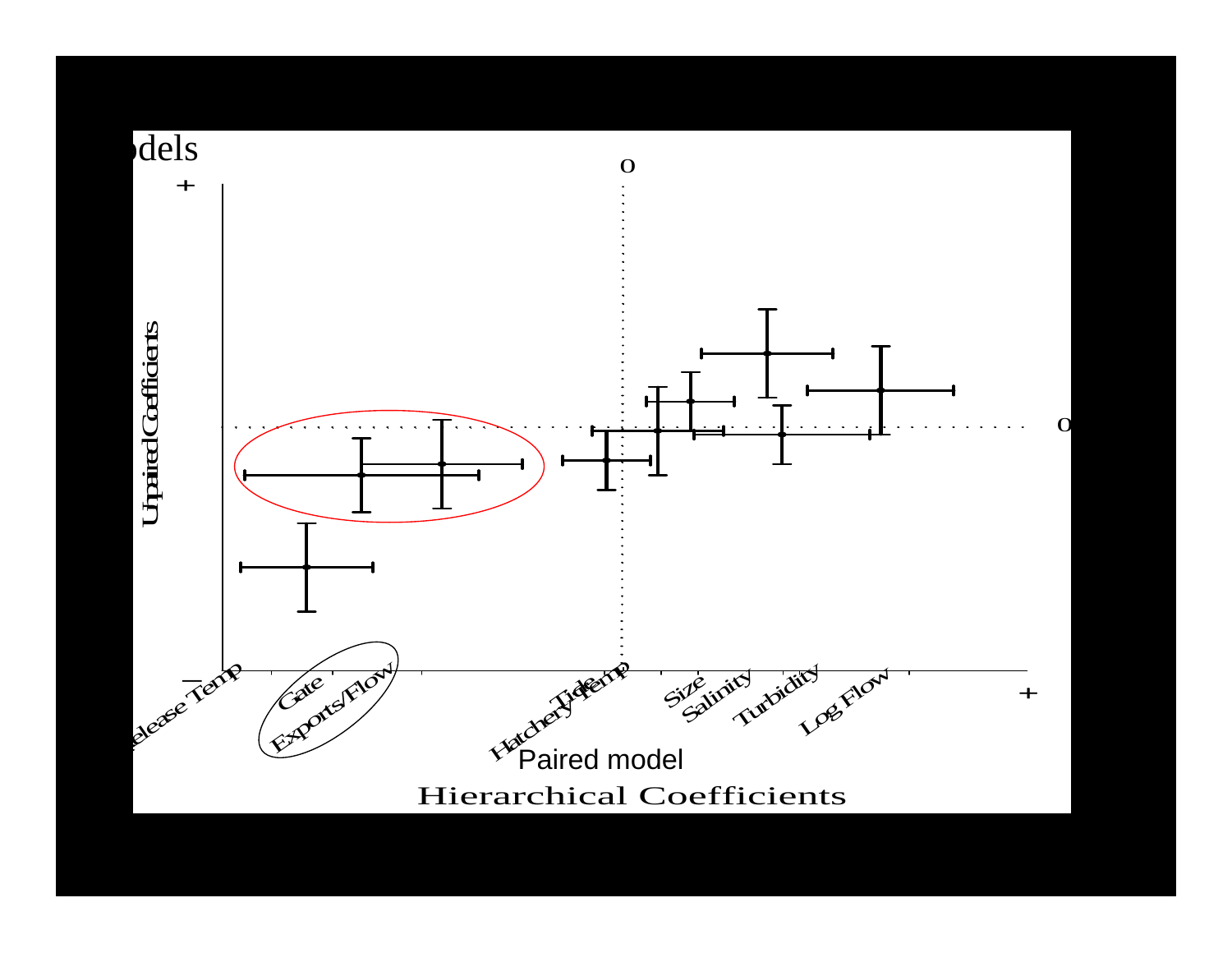odels

+

Unpaired Coefficients

0

0

− Release Temp Gate Exports/Flow Tide Hatchery Temp Size Salinity Turbidity Log Flow +

Paired model

Hierarchical Coefficients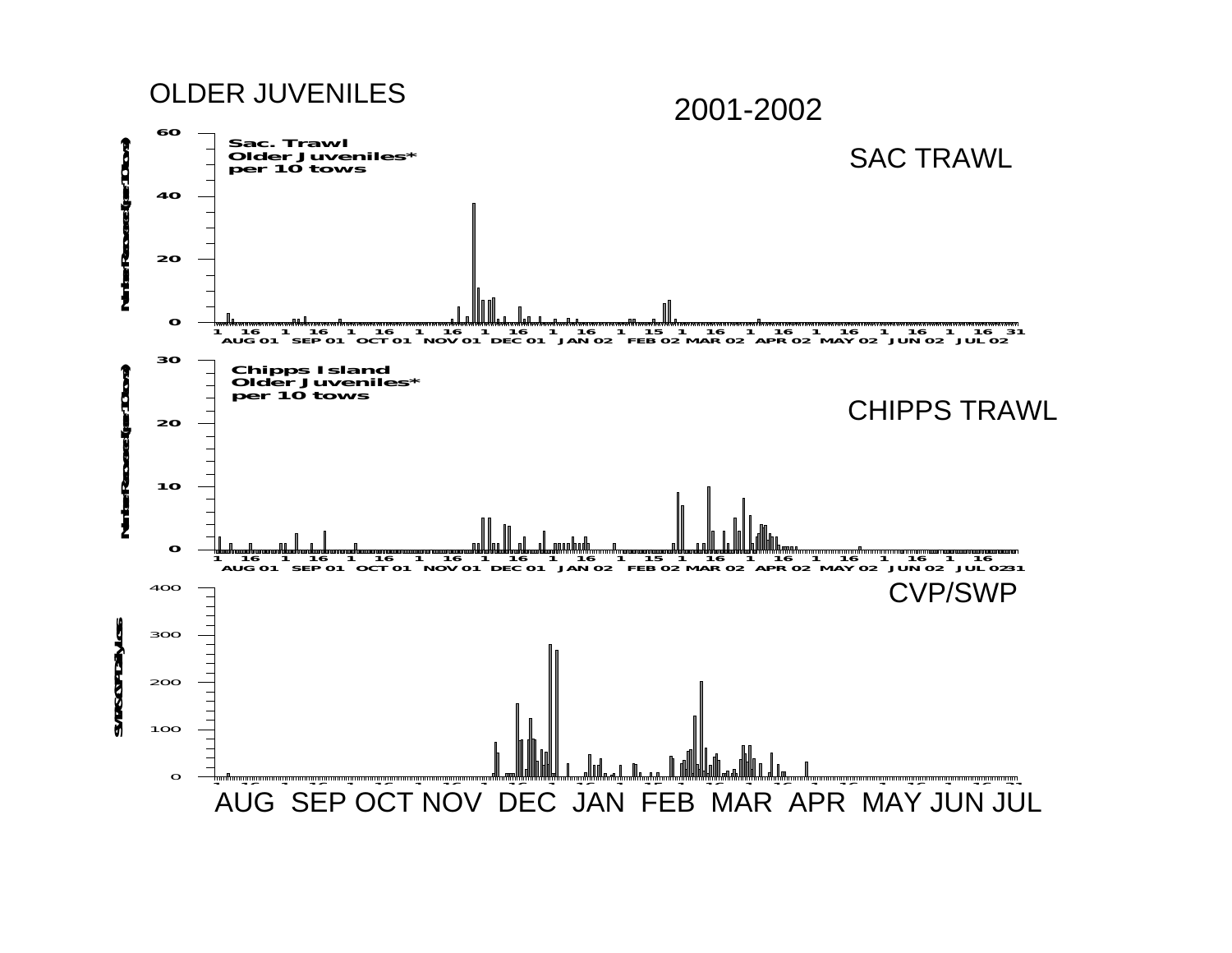OLDER JUVENILES

2001-2002

SAC TRAWL

Sac. Trawl
Older Juveniles*
per 10 tows

CHIPPS TRAWL

Chipps Island
Older Juveniles*
per 10 tows

CVP/SWP

AUG SEP OCT NOV DEC JAN FEB MAR APR MAY JUN JUL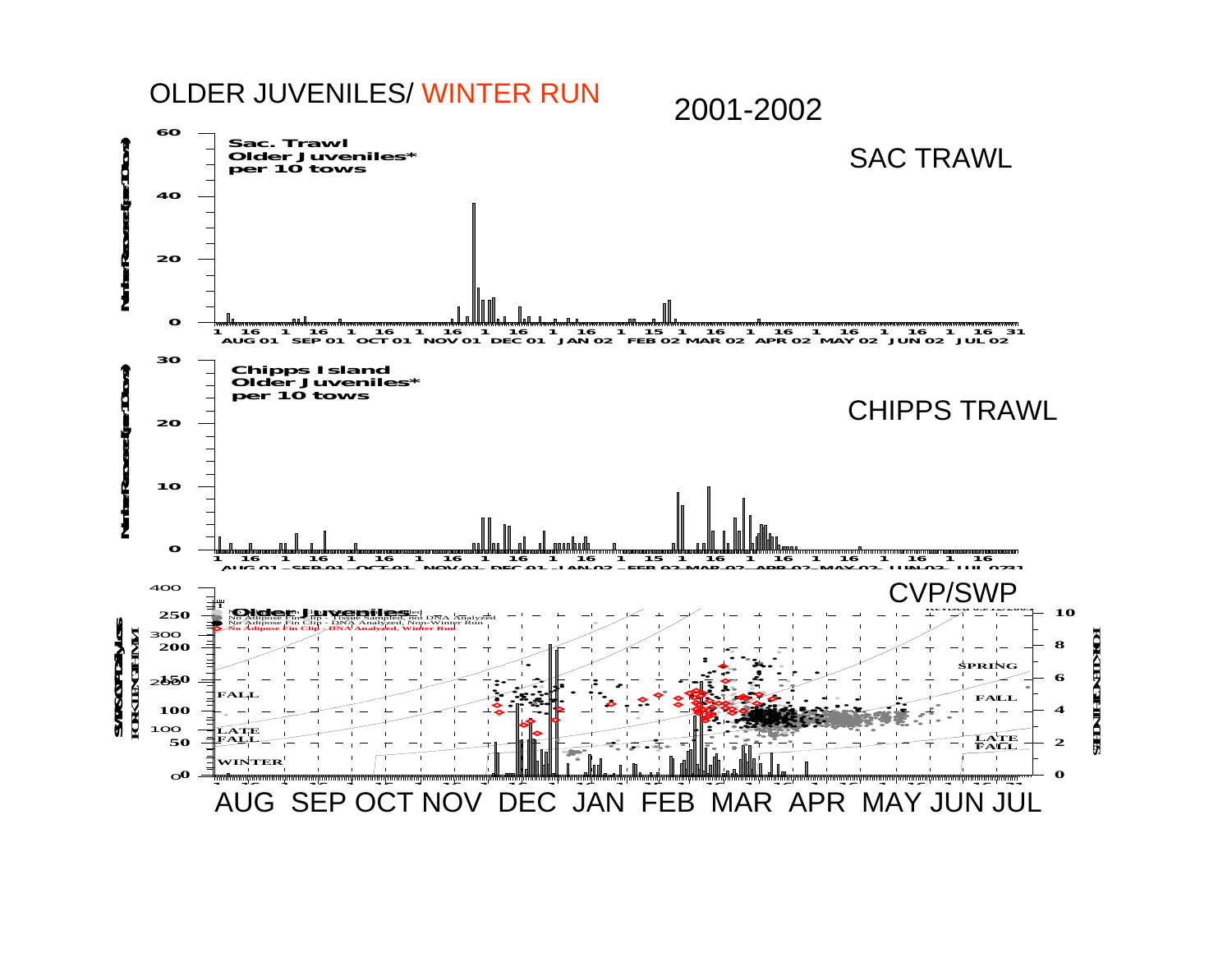# OLDER JUVENILES/ WINTER RUN

2001-2002

SAC TRAWL

Sac. Trawl
Older Juveniles*
per 10 tows

CHIPPS TRAWL

Chipps Island
Older Juveniles*
per 10 tows

CVP/SWP

Older Juveniles

FALL

LATE FALL

WINTER

SPRING

AUG SEP OCT NOV DEC JAN FEB MAR APR MAY JUN JUL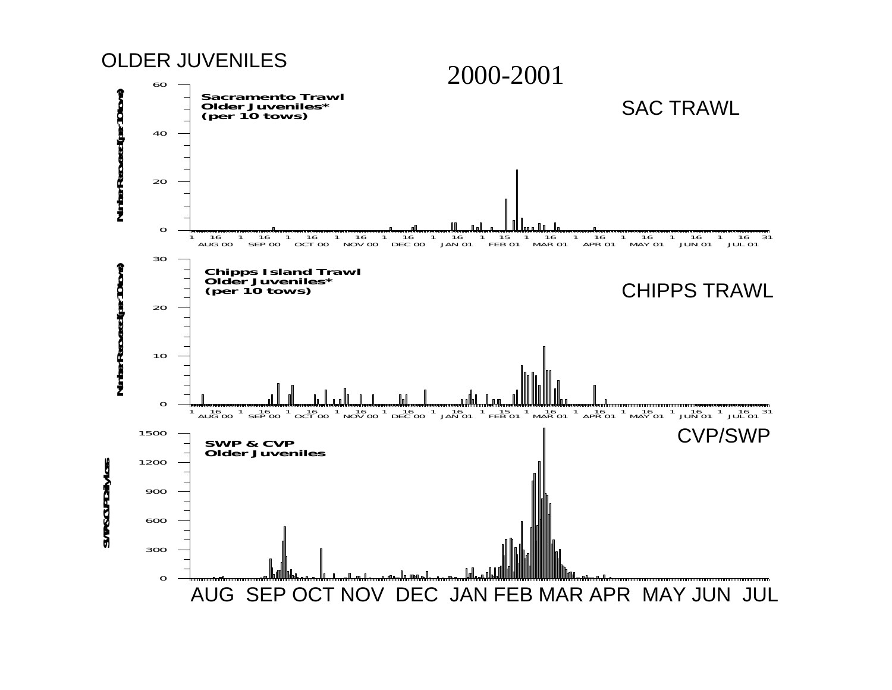OLDER JUVENILES

# 2000-2001

SAC TRAWL

Sacramento Trawl
Older Juveniles*
(per 10 tows)

CHIPPS TRAWL

Chipps Island Trawl
Older Juveniles*
(per 10 tows)

CVP/SWP

SWP & CVP
Older Juveniles

AUG SEP OCT NOV DEC JAN FEB MAR APR MAY JUN JUL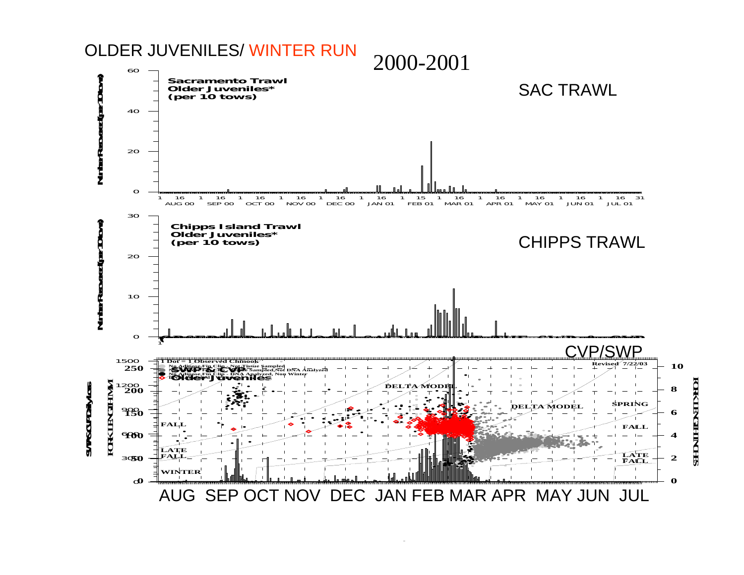# OLDER JUVENILES/ WINTER RUN

## 2000-2001

### SAC TRAWL

Sacramento Trawl
Older Juveniles*
(per 10 tows)

Number Recovered (per 10 tows)

60, 40, 20, 0

1 16 1 16 1 16 1 16 1 16 1 16 1 15 1 16 1 16 1 16 1 16 1 16 31

AUG 00 SEP 00 OCT 00 NOV 00 DEC 00 JAN 01 FEB 01 MAR 01 APR 01 MAY 01 JUN 01 JUL 01

### CHIPPS TRAWL

Chipps Island Trawl
Older Juveniles*
(per 10 tows)

Number Recovered (per 10 tows)

30, 20, 10, 0

### CVP/SWP

SWP & CVP
Older Juveniles

1 Dot = 1 Observed Chinook
No Adipose Fin Clip - Not Tissue Sampled
No Adipose Fin Clip - Tissue Sampled, Not DNA Analyzed
No Adipose Fin Clip - DNA Analyzed, Non Winter
DNA Analyzed Winter

Revised 7/22/03

SWP/CVP Daily Loss: 1500, 1200, 900, 600, 300, 0

FORK LENGTH MM: 250, 200, 150, 100, 50, 0

FORK LENGTH INCHES: 10, 8, 6, 4, 2, 0

DELTA MODEL, DELTA MODEL, SPRING, FALL, LATE FALL, WINTER, FALL, LATE FALL

AUG SEP OCT NOV DEC JAN FEB MAR APR MAY JUN JUL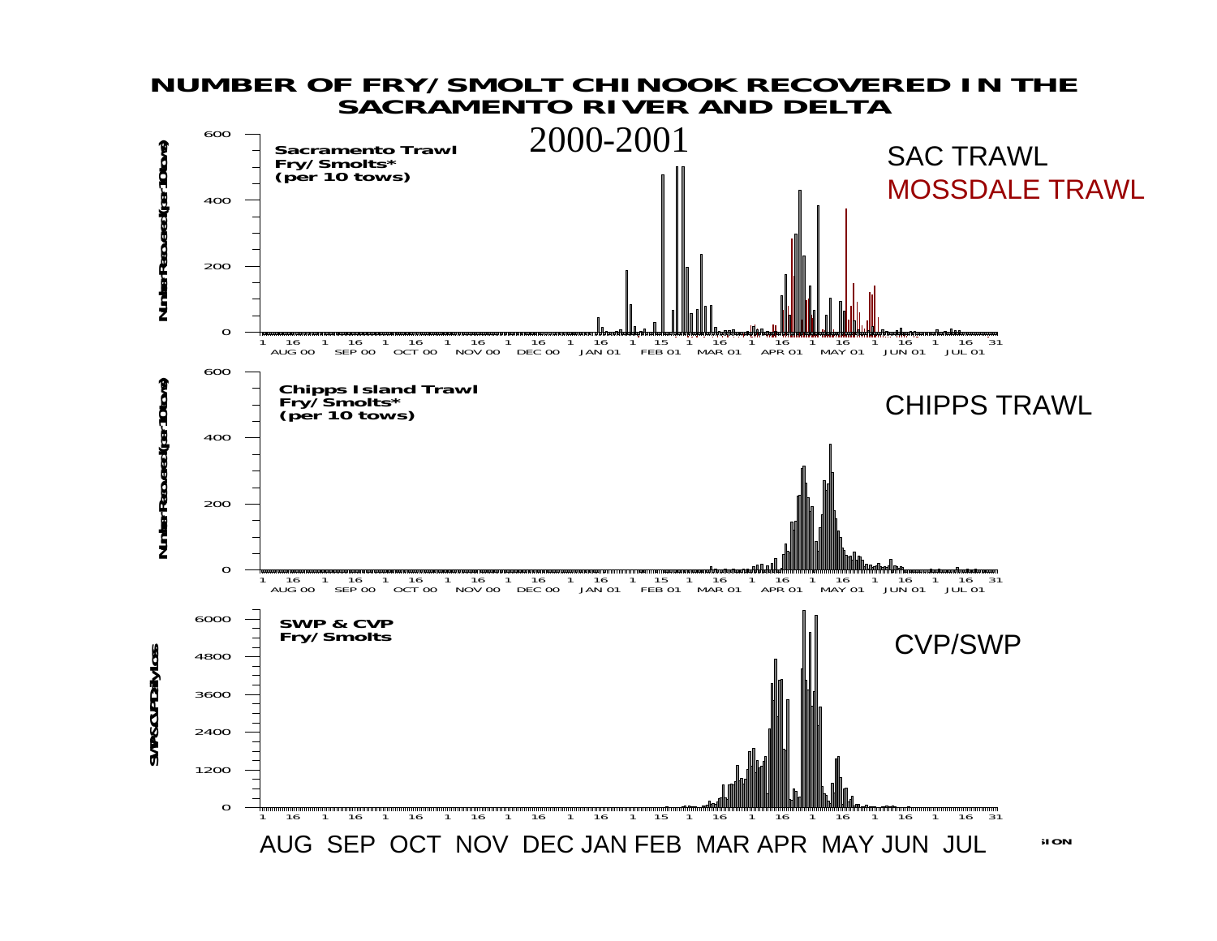# NUMBER OF FRY/SMOLT CHINOOK RECOVERED IN THE SACRAMENTO RIVER AND DELTA

2000-2001

**Sacramento Trawl Fry/Smolts* (per 10 tows)**

SAC TRAWL

MOSSDALE TRAWL

**Chipps Island Trawl Fry/Smolts* (per 10 tows)**

CHIPPS TRAWL

**SWP & CVP Fry/Smolts**

CVP/SWP

AUG SEP OCT NOV DEC JAN FEB MAR APR MAY JUN JUL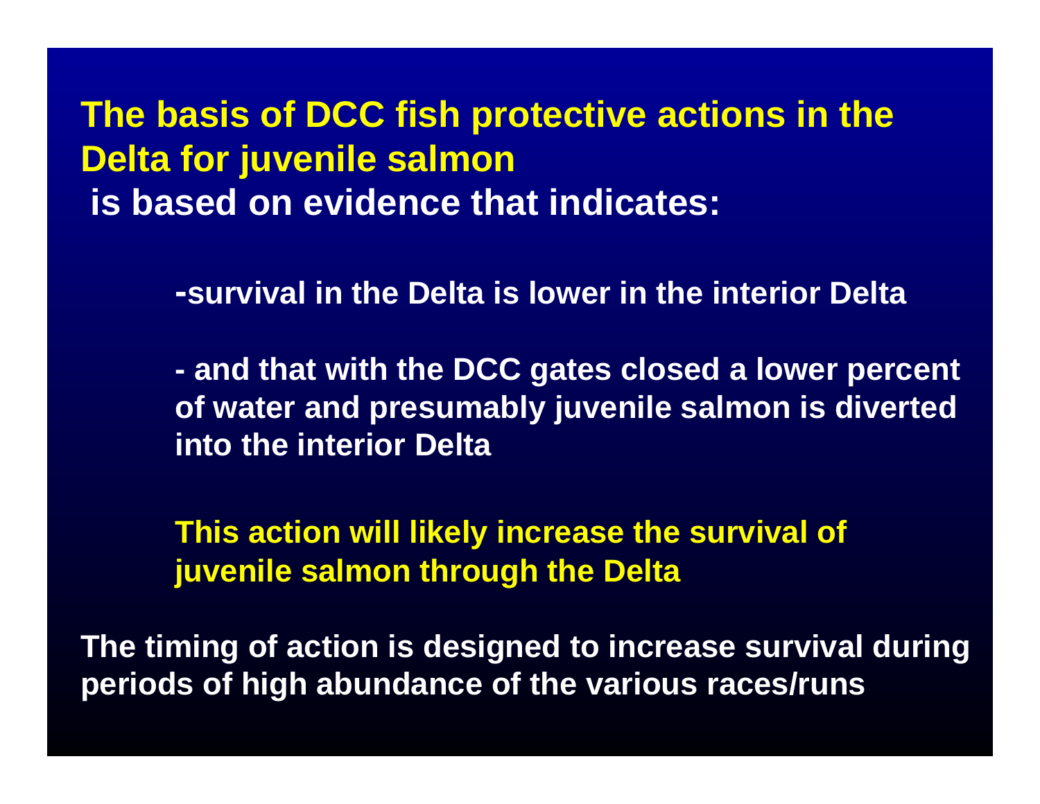## The basis of DCC fish protective actions in the Delta for juvenile salmon

**is based on evidence that indicates:**

**-survival in the Delta is lower in the interior Delta**

**- and that with the DCC gates closed a lower percent of water and presumably juvenile salmon is diverted into the interior Delta**

**This action will likely increase the survival of juvenile salmon through the Delta**

**The timing of action is designed to increase survival during periods of high abundance of the various races/runs**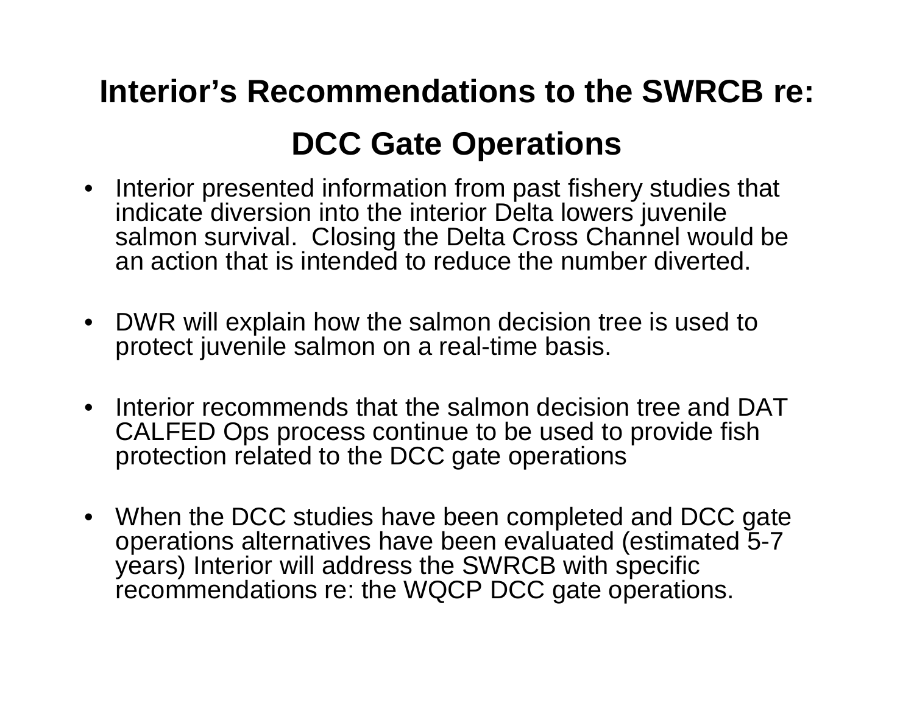# Interior's Recommendations to the SWRCB re:

# DCC Gate Operations

- Interior presented information from past fishery studies that indicate diversion into the interior Delta lowers juvenile salmon survival. Closing the Delta Cross Channel would be an action that is intended to reduce the number diverted.

- DWR will explain how the salmon decision tree is used to protect juvenile salmon on a real-time basis.

- Interior recommends that the salmon decision tree and DAT CALFED Ops process continue to be used to provide fish protection related to the DCC gate operations

- When the DCC studies have been completed and DCC gate operations alternatives have been evaluated (estimated 5-7 years) Interior will address the SWRCB with specific recommendations re: the WQCP DCC gate operations.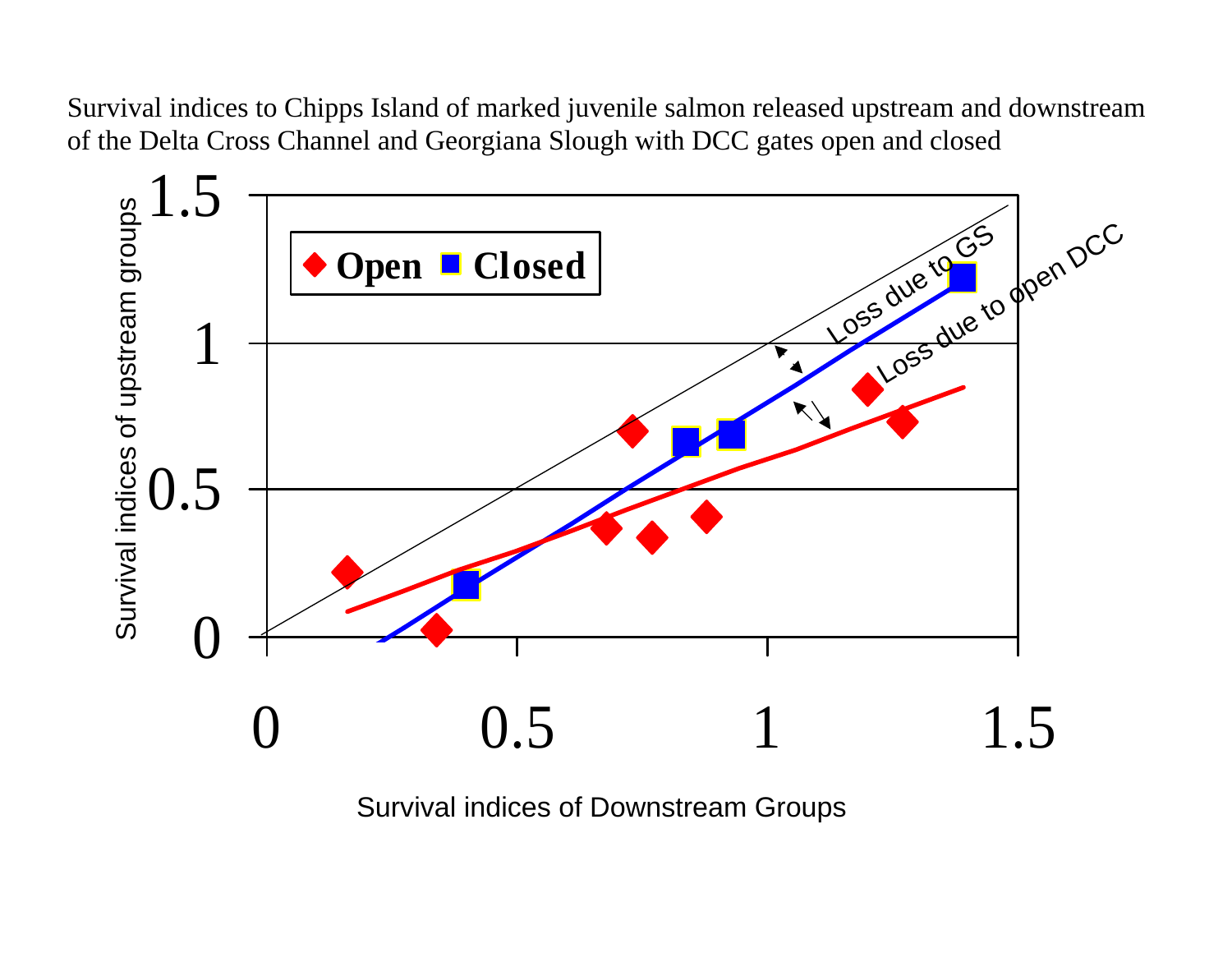Survival indices to Chipps Island of marked juvenile salmon released upstream and downstream of the Delta Cross Channel and Georgiana Slough with DCC gates open and closed

Survival indices of upstream groups

1.5

1

0.5

0

**Open** **Closed**

Loss due to GS

Loss due to open DCC

0 0.5 1 1.5

Survival indices of Downstream Groups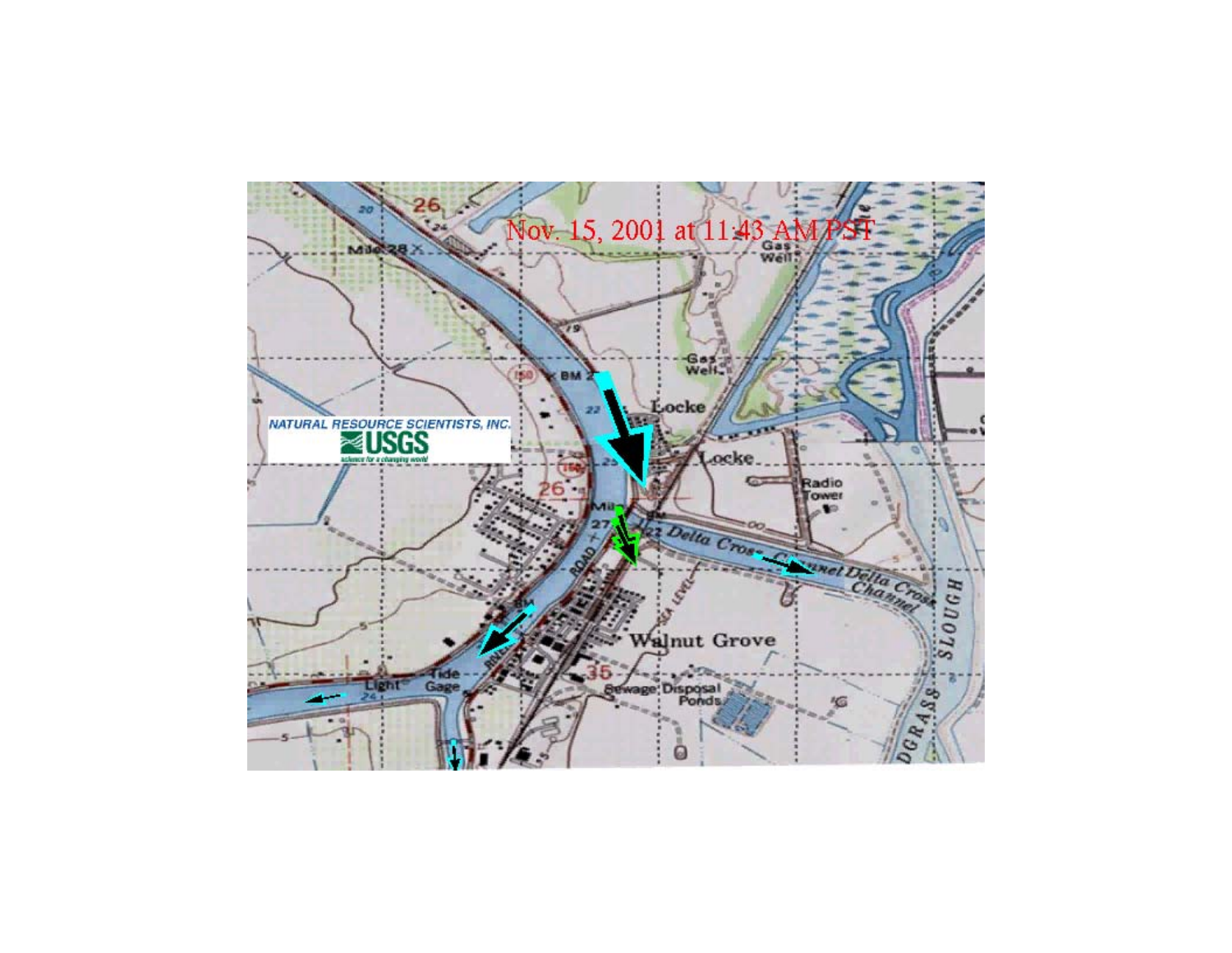Nov. 15, 2001 at 11:43 AM PST

NATURAL RESOURCE SCIENTISTS, INC.

USGS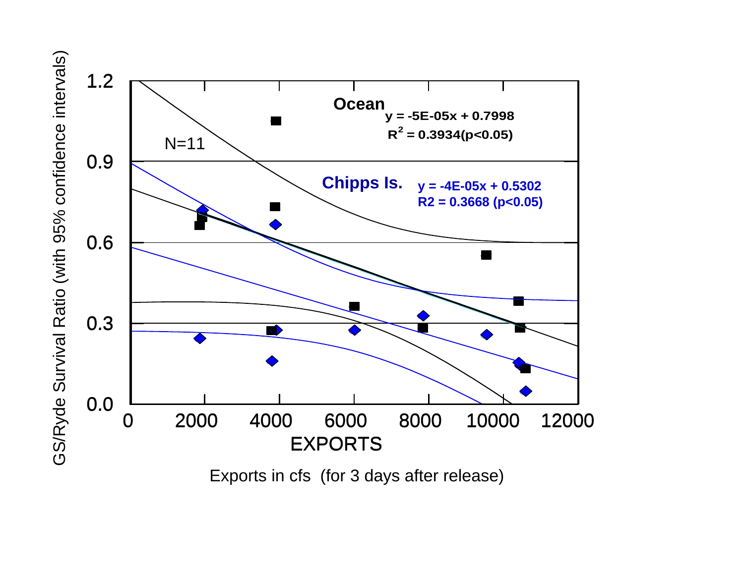GS/Ryde Survival Ratio (with 95% confidence intervals)

1.2
0.9
0.6
0.3
0.0

0
2000
4000
6000
8000
10000
12000

EXPORTS

N=11

Ocean

y = -5E-05x + 0.7998

$R^2$ = 0.3934(p<0.05)

Chipps Is.

y = -4E-05x + 0.5302

R2 = 0.3668 (p<0.05)

Exports in cfs (for 3 days after release)